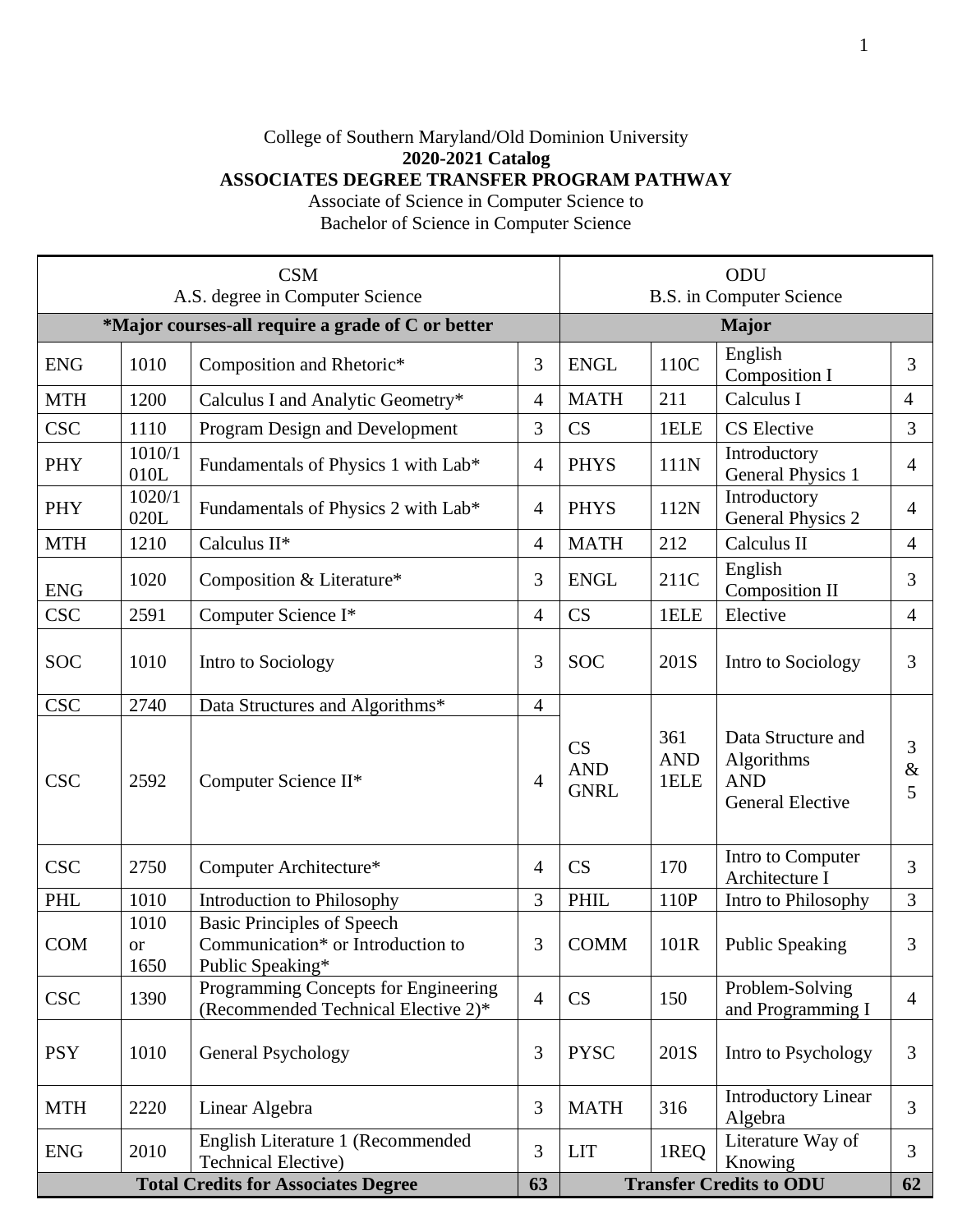College of Southern Maryland/Old Dominion University

**2020-2021 Catalog**

**ASSOCIATES DEGREE TRANSFER PROGRAM PATHWAY**

Associate of Science in Computer Science to

Bachelor of Science in Computer Science

| CSM<br>A.S. degree in Computer Science | | | | ODU<br>B.S. in Computer Science | | | |
|---|---|---|---|---|---|---|---|
| ***Major courses-all require a grade of C or better** | | | | **Major** | | | |
| ENG | 1010 | Composition and Rhetoric* | 3 | ENGL | 110C | English Composition I | 3 |
| MTH | 1200 | Calculus I and Analytic Geometry* | 4 | MATH | 211 | Calculus I | 4 |
| CSC | 1110 | Program Design and Development | 3 | CS | 1ELE | CS Elective | 3 |
| PHY | 1010/1010L | Fundamentals of Physics 1 with Lab* | 4 | PHYS | 111N | Introductory General Physics 1 | 4 |
| PHY | 1020/1020L | Fundamentals of Physics 2 with Lab* | 4 | PHYS | 112N | Introductory General Physics 2 | 4 |
| MTH | 1210 | Calculus II* | 4 | MATH | 212 | Calculus II | 4 |
| ENG | 1020 | Composition & Literature* | 3 | ENGL | 211C | English Composition II | 3 |
| CSC | 2591 | Computer Science I* | 4 | CS | 1ELE | Elective | 4 |
| SOC | 1010 | Intro to Sociology | 3 | SOC | 201S | Intro to Sociology | 3 |
| CSC | 2740 | Data Structures and Algorithms* | 4 | CS AND GNRL | 361 AND 1ELE | Data Structure and Algorithms AND General Elective | 3 & 5 |
| CSC | 2592 | Computer Science II* | 4 | | | | |
| CSC | 2750 | Computer Architecture* | 4 | CS | 170 | Intro to Computer Architecture I | 3 |
| PHL | 1010 | Introduction to Philosophy | 3 | PHIL | 110P | Intro to Philosophy | 3 |
| COM | 1010 or 1650 | Basic Principles of Speech Communication* or Introduction to Public Speaking* | 3 | COMM | 101R | Public Speaking | 3 |
| CSC | 1390 | Programming Concepts for Engineering (Recommended Technical Elective 2)* | 4 | CS | 150 | Problem-Solving and Programming I | 4 |
| PSY | 1010 | General Psychology | 3 | PYSC | 201S | Intro to Psychology | 3 |
| MTH | 2220 | Linear Algebra | 3 | MATH | 316 | Introductory Linear Algebra | 3 |
| ENG | 2010 | English Literature 1 (Recommended Technical Elective) | 3 | LIT | 1REQ | Literature Way of Knowing | 3 |
| **Total Credits for Associates Degree** | | | **63** | **Transfer Credits to ODU** | | | **62** |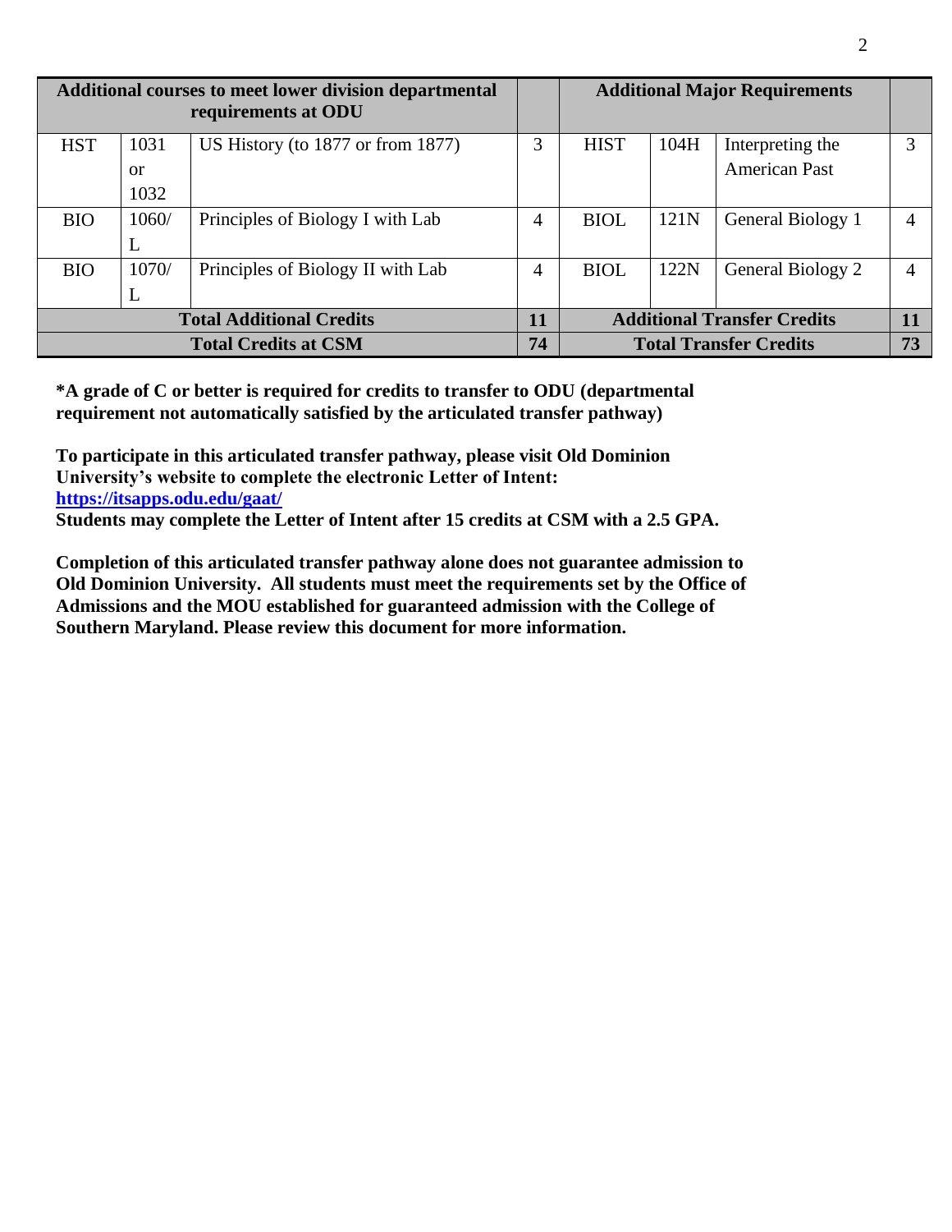| Additional courses to meet lower division departmental requirements at ODU | | | | Additional Major Requirements | | | |
|---|---|---|---|---|---|---|---|
| HST | 1031 or 1032 | US History (to 1877 or from 1877) | 3 | HIST | 104H | Interpreting the American Past | 3 |
| BIO | 1060/L | Principles of Biology I with Lab | 4 | BIOL | 121N | General Biology 1 | 4 |
| BIO | 1070/L | Principles of Biology II with Lab | 4 | BIOL | 122N | General Biology 2 | 4 |
| **Total Additional Credits** | | | **11** | **Additional Transfer Credits** | | | **11** |
| **Total Credits at CSM** | | | **74** | **Total Transfer Credits** | | | **73** |

**\*A grade of C or better is required for credits to transfer to ODU (departmental requirement not automatically satisfied by the articulated transfer pathway)**

**To participate in this articulated transfer pathway, please visit Old Dominion University's website to complete the electronic Letter of Intent:**
**https://itsapps.odu.edu/gaat/**
**Students may complete the Letter of Intent after 15 credits at CSM with a 2.5 GPA.**

**Completion of this articulated transfer pathway alone does not guarantee admission to Old Dominion University. All students must meet the requirements set by the Office of Admissions and the MOU established for guaranteed admission with the College of Southern Maryland. Please review this document for more information.**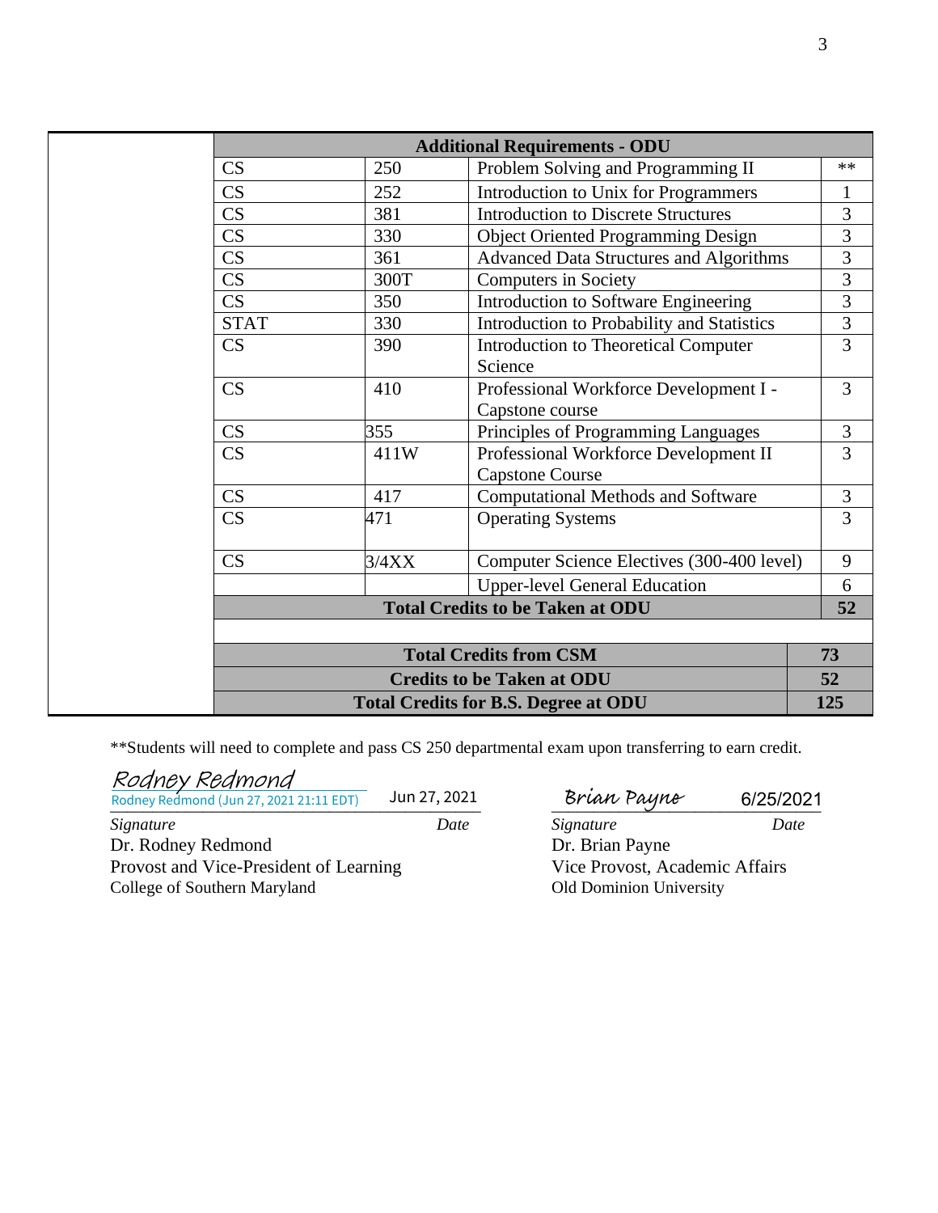| Additional Requirements - ODU | | | |
|---|---|---|---|
| CS | 250 | Problem Solving and Programming II | ** |
| CS | 252 | Introduction to Unix for Programmers | 1 |
| CS | 381 | Introduction to Discrete Structures | 3 |
| CS | 330 | Object Oriented Programming Design | 3 |
| CS | 361 | Advanced Data Structures and Algorithms | 3 |
| CS | 300T | Computers in Society | 3 |
| CS | 350 | Introduction to Software Engineering | 3 |
| STAT | 330 | Introduction to Probability and Statistics | 3 |
| CS | 390 | Introduction to Theoretical Computer Science | 3 |
| CS | 410 | Professional Workforce Development I - Capstone course | 3 |
| CS | 355 | Principles of Programming Languages | 3 |
| CS | 411W | Professional Workforce Development II Capstone Course | 3 |
| CS | 417 | Computational Methods and Software | 3 |
| CS | 471 | Operating Systems | 3 |
| CS | 3/4XX | Computer Science Electives (300-400 level) | 9 |
| | | Upper-level General Education | 6 |
| **Total Credits to be Taken at ODU** | | | **52** |
| | | | |
| **Total Credits from CSM** | | | **73** |
| **Credits to be Taken at ODU** | | | **52** |
| **Total Credits for B.S. Degree at ODU** | | | **125** |

**Students will need to complete and pass CS 250 departmental exam upon transferring to earn credit.

Rodney Redmond
Rodney Redmond (Jun 27, 2021 21:11 EDT) Jun 27, 2021

*Signature* *Date*
Dr. Rodney Redmond
Provost and Vice-President of Learning
College of Southern Maryland

Brian Payne 6/25/2021

*Signature* *Date*
Dr. Brian Payne
Vice Provost, Academic Affairs
Old Dominion University